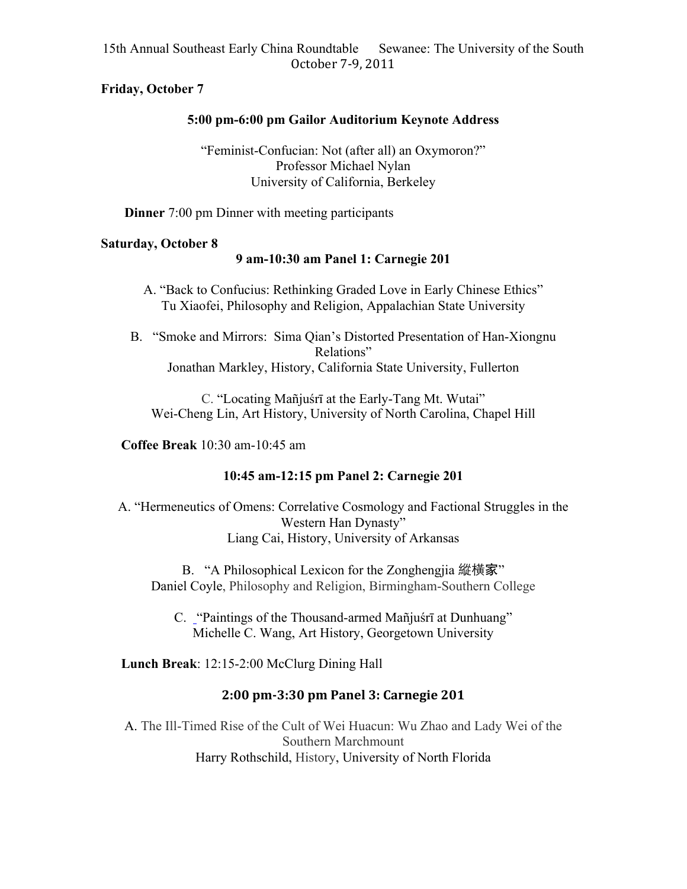15th Annual Southeast Early China Roundtable Sewanee: The University of the South
October 7-9, 2011

**Friday, October 7**

**5:00 pm-6:00 pm Gailor Auditorium Keynote Address**

"Feminist-Confucian: Not (after all) an Oxymoron?"
Professor Michael Nylan
University of California, Berkeley

**Dinner** 7:00 pm Dinner with meeting participants

**Saturday, October 8**

**9 am-10:30 am Panel 1: Carnegie 201**

A. "Back to Confucius: Rethinking Graded Love in Early Chinese Ethics"
Tu Xiaofei, Philosophy and Religion, Appalachian State University

B. "Smoke and Mirrors: Sima Qian's Distorted Presentation of Han-Xiongnu Relations"
Jonathan Markley, History, California State University, Fullerton

C. "Locating Mañjuśrī at the Early-Tang Mt. Wutai"
Wei-Cheng Lin, Art History, University of North Carolina, Chapel Hill

**Coffee Break** 10:30 am-10:45 am

**10:45 am-12:15 pm Panel 2: Carnegie 201**

A. "Hermeneutics of Omens: Correlative Cosmology and Factional Struggles in the Western Han Dynasty"
Liang Cai, History, University of Arkansas

B. "A Philosophical Lexicon for the Zonghengjia 縱横家"
Daniel Coyle, Philosophy and Religion, Birmingham-Southern College

C. "Paintings of the Thousand-armed Mañjuśrī at Dunhuang"
Michelle C. Wang, Art History, Georgetown University

**Lunch Break**: 12:15-2:00 McClurg Dining Hall

**2:00 pm-3:30 pm Panel 3: Carnegie 201**

A. The Ill-Timed Rise of the Cult of Wei Huacun: Wu Zhao and Lady Wei of the Southern Marchmount
Harry Rothschild, History, University of North Florida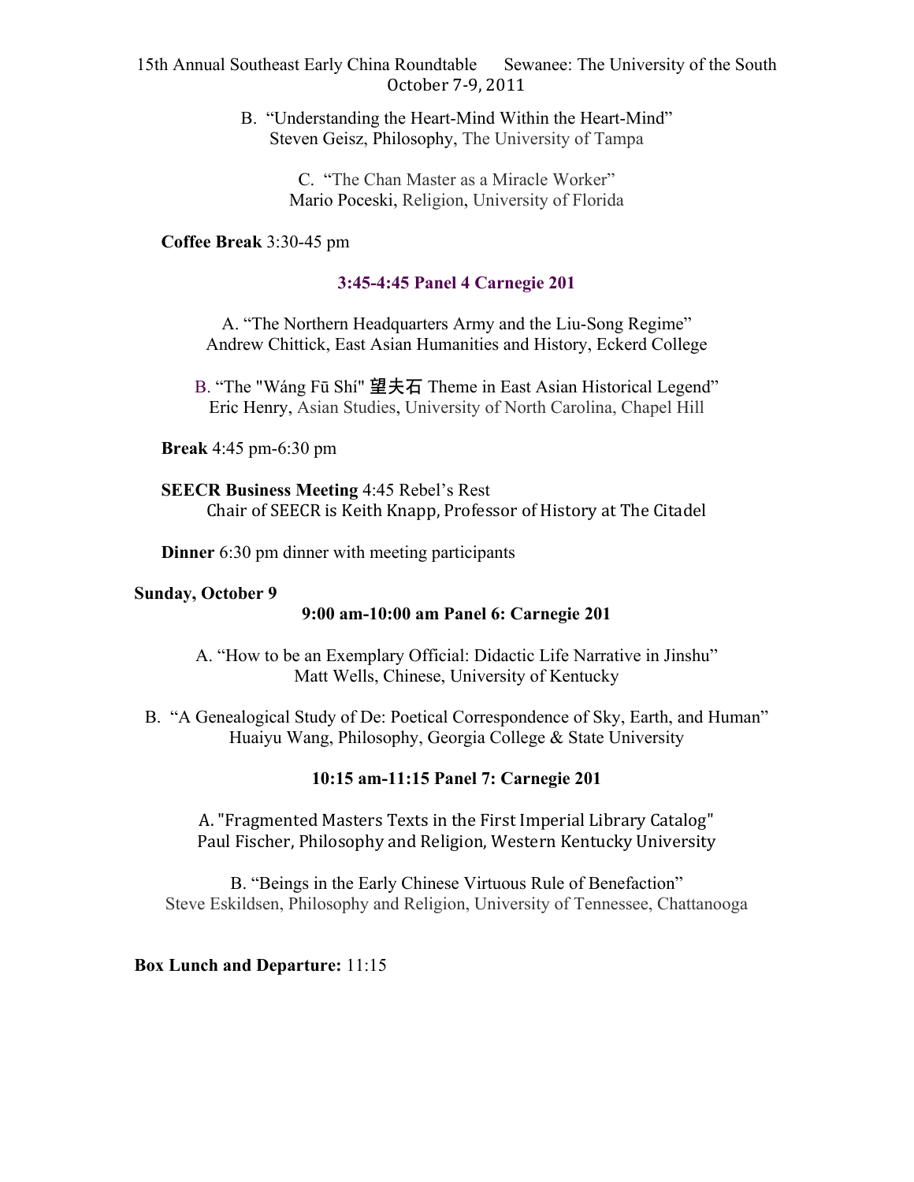B. "Understanding the Heart-Mind Within the Heart-Mind"
Steven Geisz, Philosophy, The University of Tampa

C. "The Chan Master as a Miracle Worker"
Mario Poceski, Religion, University of Florida

**Coffee Break** 3:30-45 pm

### 3:45-4:45 Panel 4 Carnegie 201

A. "The Northern Headquarters Army and the Liu-Song Regime"
Andrew Chittick, East Asian Humanities and History, Eckerd College

B. "The "Wáng Fū Shí" 望夫石 Theme in East Asian Historical Legend"
Eric Henry, Asian Studies, University of North Carolina, Chapel Hill

**Break** 4:45 pm-6:30 pm

**SEECR Business Meeting** 4:45 Rebel's Rest
Chair of SEECR is Keith Knapp, Professor of History at The Citadel

**Dinner** 6:30 pm dinner with meeting participants

**Sunday, October 9**

### 9:00 am-10:00 am Panel 6: Carnegie 201

A. "How to be an Exemplary Official: Didactic Life Narrative in Jinshu"
Matt Wells, Chinese, University of Kentucky

B. "A Genealogical Study of De: Poetical Correspondence of Sky, Earth, and Human"
Huaiyu Wang, Philosophy, Georgia College & State University

### 10:15 am-11:15 Panel 7: Carnegie 201

A. "Fragmented Masters Texts in the First Imperial Library Catalog"
Paul Fischer, Philosophy and Religion, Western Kentucky University

B. "Beings in the Early Chinese Virtuous Rule of Benefaction"
Steve Eskildsen, Philosophy and Religion, University of Tennessee, Chattanooga

**Box Lunch and Departure:** 11:15